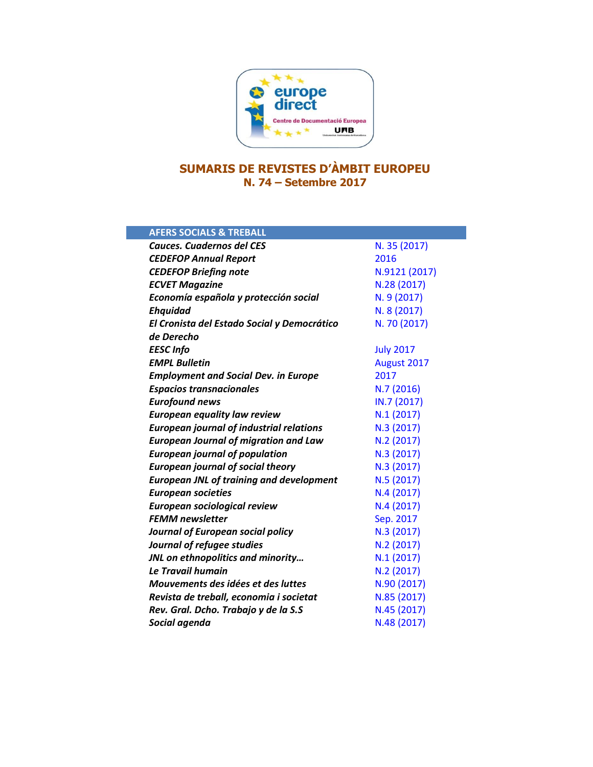# SUMARIS DE REVISTES D'ÀMBIT EUROPEU
## N. 74 – Setembre 2017

| AFERS SOCIALS & TREBALL | |
|---|---|
| ***Cauces. Cuadernos del CES*** | N. 35 (2017) |
| ***CEDEFOP Annual Report*** | 2016 |
| ***CEDEFOP Briefing note*** | N.9121 (2017) |
| ***ECVET Magazine*** | N.28 (2017) |
| ***Economía española y protección social*** | N. 9 (2017) |
| ***Ehquidad*** | N. 8 (2017) |
| ***El Cronista del Estado Social y Democrático de Derecho*** | N. 70 (2017) |
| ***EESC Info*** | July 2017 |
| ***EMPL Bulletin*** | August 2017 |
| ***Employment and Social Dev. in Europe*** | 2017 |
| ***Espacios transnacionales*** | N.7 (2016) |
| ***Eurofound news*** | IN.7 (2017) |
| ***European equality law review*** | N.1 (2017) |
| ***European journal of industrial relations*** | N.3 (2017) |
| ***European Journal of migration and Law*** | N.2 (2017) |
| ***European journal of population*** | N.3 (2017) |
| ***European journal of social theory*** | N.3 (2017) |
| ***European JNL of training and development*** | N.5 (2017) |
| ***European societies*** | N.4 (2017) |
| ***European sociological review*** | N.4 (2017) |
| ***FEMM newsletter*** | Sep. 2017 |
| ***Journal of European social policy*** | N.3 (2017) |
| ***Journal of refugee studies*** | N.2 (2017) |
| ***JNL on ethnopolitics and minority…*** | N.1 (2017) |
| ***Le Travail humain*** | N.2 (2017) |
| ***Mouvements des idées et des luttes*** | N.90 (2017) |
| ***Revista de treball, economia i societat*** | N.85 (2017) |
| ***Rev. Gral. Dcho. Trabajo y de la S.S*** | N.45 (2017) |
| ***Social agenda*** | N.48 (2017) |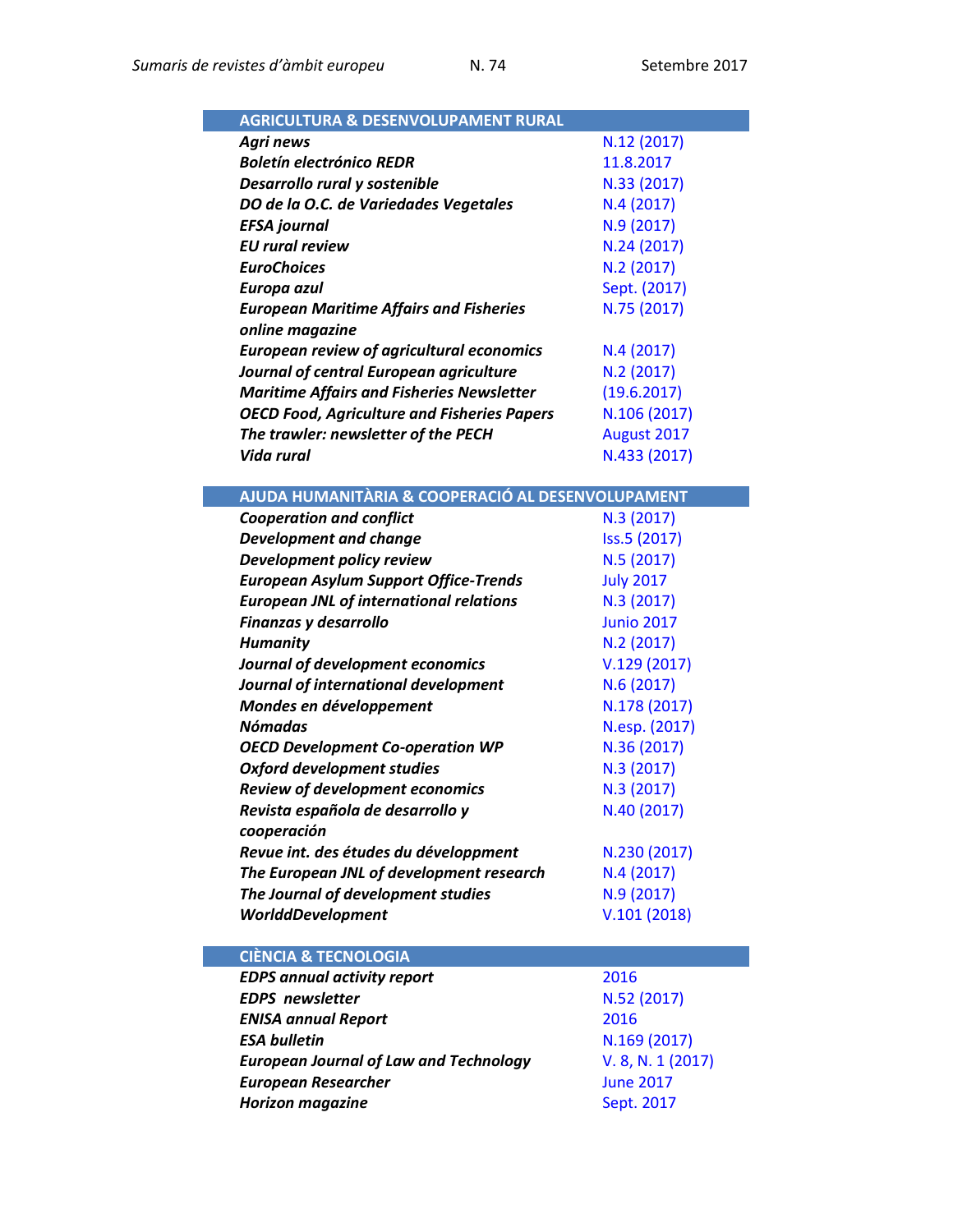| AGRICULTURA & DESENVOLUPAMENT RURAL | |
|---|---|
| ***Agri news*** | N.12 (2017) |
| ***Boletín electrónico REDR*** | 11.8.2017 |
| ***Desarrollo rural y sostenible*** | N.33 (2017) |
| ***DO de la O.C. de Variedades Vegetales*** | N.4 (2017) |
| ***EFSA journal*** | N.9 (2017) |
| ***EU rural review*** | N.24 (2017) |
| ***EuroChoices*** | N.2 (2017) |
| ***Europa azul*** | Sept. (2017) |
| ***European Maritime Affairs and Fisheries online magazine*** | N.75 (2017) |
| ***European review of agricultural economics*** | N.4 (2017) |
| ***Journal of central European agriculture*** | N.2 (2017) |
| ***Maritime Affairs and Fisheries Newsletter*** | (19.6.2017) |
| ***OECD Food, Agriculture and Fisheries Papers*** | N.106 (2017) |
| ***The trawler: newsletter of the PECH*** | August 2017 |
| ***Vida rural*** | N.433 (2017) |

| AJUDA HUMANITÀRIA & COOPERACIÓ AL DESENVOLUPAMENT | |
|---|---|
| ***Cooperation and conflict*** | N.3 (2017) |
| ***Development and change*** | Iss.5 (2017) |
| ***Development policy review*** | N.5 (2017) |
| ***European Asylum Support Office-Trends*** | July 2017 |
| ***European JNL of international relations*** | N.3 (2017) |
| ***Finanzas y desarrollo*** | Junio 2017 |
| ***Humanity*** | N.2 (2017) |
| ***Journal of development economics*** | V.129 (2017) |
| ***Journal of international development*** | N.6 (2017) |
| ***Mondes en développement*** | N.178 (2017) |
| ***Nómadas*** | N.esp. (2017) |
| ***OECD Development Co-operation WP*** | N.36 (2017) |
| ***Oxford development studies*** | N.3 (2017) |
| ***Review of development economics*** | N.3 (2017) |
| ***Revista española de desarrollo y cooperación*** | N.40 (2017) |
| ***Revue int. des études du développment*** | N.230 (2017) |
| ***The European JNL of development research*** | N.4 (2017) |
| ***The Journal of development studies*** | N.9 (2017) |
| ***WorlddDevelopment*** | V.101 (2018) |

| CIÈNCIA & TECNOLOGIA | |
|---|---|
| ***EDPS annual activity report*** | 2016 |
| ***EDPS newsletter*** | N.52 (2017) |
| ***ENISA annual Report*** | 2016 |
| ***ESA bulletin*** | N.169 (2017) |
| ***European Journal of Law and Technology*** | V. 8, N. 1 (2017) |
| ***European Researcher*** | June 2017 |
| ***Horizon magazine*** | Sept. 2017 |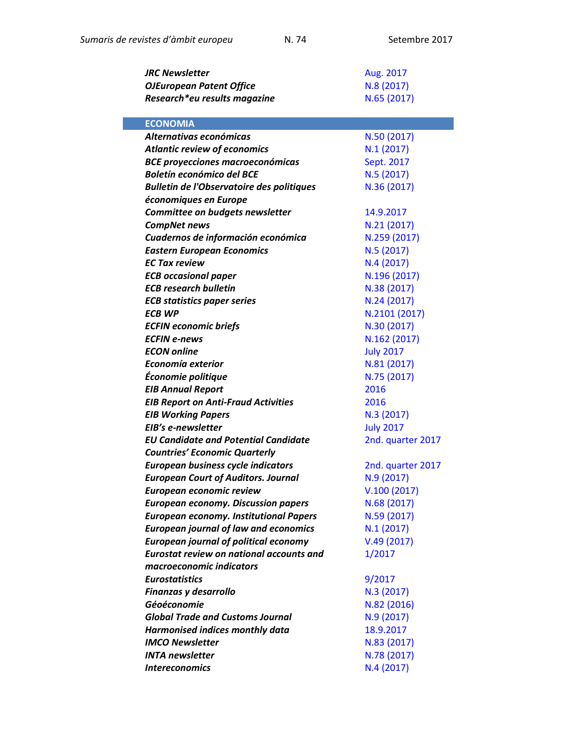| | |
|---|---|
| ***JRC Newsletter*** | Aug. 2017 |
| ***OJEuropean Patent Office*** | N.8 (2017) |
| ***Research*eu results magazine*** | N.65 (2017) |

## ECONOMIA

| | |
|---|---|
| ***Alternativas económicas*** | N.50 (2017) |
| ***Atlantic review of economics*** | N.1 (2017) |
| ***BCE proyecciones macroeconómicas*** | Sept. 2017 |
| ***Boletín económico del BCE*** | N.5 (2017) |
| ***Bulletin de l'Observatoire des politiques économiques en Europe*** | N.36 (2017) |
| ***Committee on budgets newsletter*** | 14.9.2017 |
| ***CompNet news*** | N.21 (2017) |
| ***Cuadernos de información económica*** | N.259 (2017) |
| ***Eastern European Economics*** | N.5 (2017) |
| ***EC Tax review*** | N.4 (2017) |
| ***ECB occasional paper*** | N.196 (2017) |
| ***ECB research bulletin*** | N.38 (2017) |
| ***ECB statistics paper series*** | N.24 (2017) |
| ***ECB WP*** | N.2101 (2017) |
| ***ECFIN economic briefs*** | N.30 (2017) |
| ***ECFIN e-news*** | N.162 (2017) |
| ***ECON online*** | July 2017 |
| ***Economía exterior*** | N.81 (2017) |
| ***Économie politique*** | N.75 (2017) |
| ***EIB Annual Report*** | 2016 |
| ***EIB Report on Anti-Fraud Activities*** | 2016 |
| ***EIB Working Papers*** | N.3 (2017) |
| ***EIB's e-newsletter*** | July 2017 |
| ***EU Candidate and Potential Candidate Countries' Economic Quarterly*** | 2nd. quarter 2017 |
| ***European business cycle indicators*** | 2nd. quarter 2017 |
| ***European Court of Auditors. Journal*** | N.9 (2017) |
| ***European economic review*** | V.100 (2017) |
| ***European economy. Discussion papers*** | N.68 (2017) |
| ***European economy. Institutional Papers*** | N.59 (2017) |
| ***European journal of law and economics*** | N.1 (2017) |
| ***European journal of political economy*** | V.49 (2017) |
| ***Eurostat review on national accounts and macroeconomic indicators*** | 1/2017 |
| ***Eurostatistics*** | 9/2017 |
| ***Finanzas y desarrollo*** | N.3 (2017) |
| ***Géoéconomie*** | N.82 (2016) |
| ***Global Trade and Customs Journal*** | N.9 (2017) |
| ***Harmonised indices monthly data*** | 18.9.2017 |
| ***IMCO Newsletter*** | N.83 (2017) |
| ***INTA newsletter*** | N.78 (2017) |
| ***Intereconomics*** | N.4 (2017) |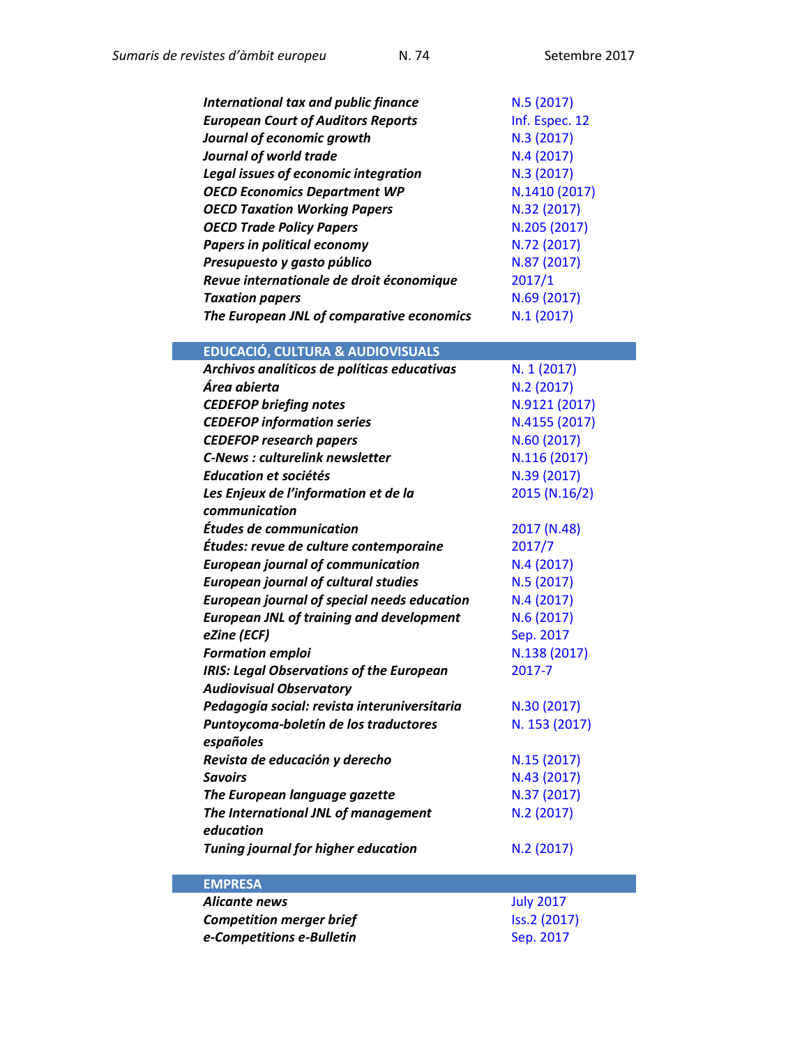| | |
|---|---|
| ***International tax and public finance*** | N.5 (2017) |
| ***European Court of Auditors Reports*** | Inf. Espec. 12 |
| ***Journal of economic growth*** | N.3 (2017) |
| ***Journal of world trade*** | N.4 (2017) |
| ***Legal issues of economic integration*** | N.3 (2017) |
| ***OECD Economics Department WP*** | N.1410 (2017) |
| ***OECD Taxation Working Papers*** | N.32 (2017) |
| ***OECD Trade Policy Papers*** | N.205 (2017) |
| ***Papers in political economy*** | N.72 (2017) |
| ***Presupuesto y gasto público*** | N.87 (2017) |
| ***Revue internationale de droit économique*** | 2017/1 |
| ***Taxation papers*** | N.69 (2017) |
| ***The European JNL of comparative economics*** | N.1 (2017) |

## EDUCACIÓ, CULTURA & AUDIOVISUALS

| | |
|---|---|
| ***Archivos analíticos de políticas educativas*** | N. 1 (2017) |
| ***Área abierta*** | N.2 (2017) |
| ***CEDEFOP briefing notes*** | N.9121 (2017) |
| ***CEDEFOP information series*** | N.4155 (2017) |
| ***CEDEFOP research papers*** | N.60 (2017) |
| ***C-News : culturelink newsletter*** | N.116 (2017) |
| ***Education et sociétés*** | N.39 (2017) |
| ***Les Enjeux de l'information et de la communication*** | 2015 (N.16/2) |
| ***Études de communication*** | 2017 (N.48) |
| ***Études: revue de culture contemporaine*** | 2017/7 |
| ***European journal of communication*** | N.4 (2017) |
| ***European journal of cultural studies*** | N.5 (2017) |
| ***European journal of special needs education*** | N.4 (2017) |
| ***European JNL of training and development*** | N.6 (2017) |
| ***eZine (ECF)*** | Sep. 2017 |
| ***Formation emploi*** | N.138 (2017) |
| ***IRIS: Legal Observations of the European Audiovisual Observatory*** | 2017-7 |
| ***Pedagogía social: revista interuniversitaria*** | N.30 (2017) |
| ***Puntoycoma-boletín de los traductores españoles*** | N. 153 (2017) |
| ***Revista de educación y derecho*** | N.15 (2017) |
| ***Savoirs*** | N.43 (2017) |
| ***The European language gazette*** | N.37 (2017) |
| ***The International JNL of management education*** | N.2 (2017) |
| ***Tuning journal for higher education*** | N.2 (2017) |

## EMPRESA

| | |
|---|---|
| ***Alicante news*** | July 2017 |
| ***Competition merger brief*** | Iss.2 (2017) |
| ***e-Competitions e-Bulletin*** | Sep. 2017 |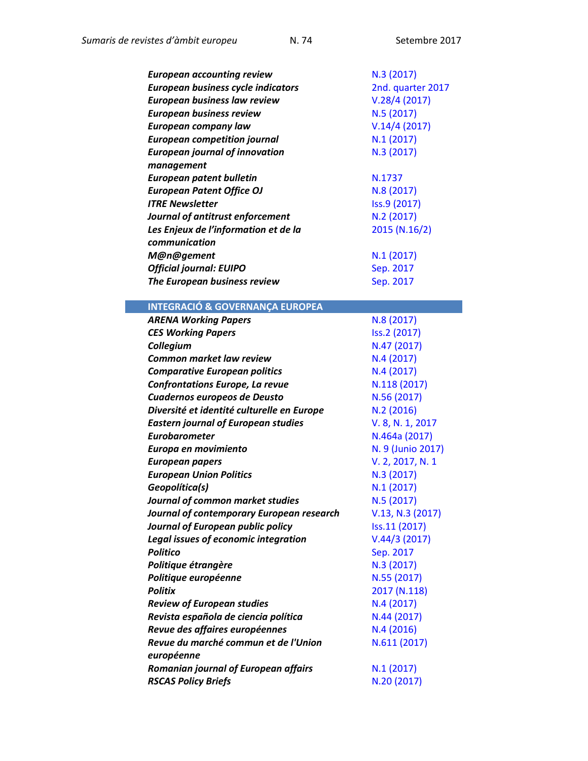| | |
|---|---|
| ***European accounting review*** | N.3 (2017) |
| ***European business cycle indicators*** | 2nd. quarter 2017 |
| ***European business law review*** | V.28/4 (2017) |
| ***European business review*** | N.5 (2017) |
| ***European company law*** | V.14/4 (2017) |
| ***European competition journal*** | N.1 (2017) |
| ***European journal of innovation management*** | N.3 (2017) |
| ***European patent bulletin*** | N.1737 |
| ***European Patent Office OJ*** | N.8 (2017) |
| ***ITRE Newsletter*** | Iss.9 (2017) |
| ***Journal of antitrust enforcement*** | N.2 (2017) |
| ***Les Enjeux de l'information et de la communication*** | 2015 (N.16/2) |
| ***M@n@gement*** | N.1 (2017) |
| ***Official journal: EUIPO*** | Sep. 2017 |
| ***The European business review*** | Sep. 2017 |

## INTEGRACIÓ & GOVERNANÇA EUROPEA

| | |
|---|---|
| ***ARENA Working Papers*** | N.8 (2017) |
| ***CES Working Papers*** | Iss.2 (2017) |
| ***Collegium*** | N.47 (2017) |
| ***Common market law review*** | N.4 (2017) |
| ***Comparative European politics*** | N.4 (2017) |
| ***Confrontations Europe, La revue*** | N.118 (2017) |
| ***Cuadernos europeos de Deusto*** | N.56 (2017) |
| ***Diversité et identité culturelle en Europe*** | N.2 (2016) |
| ***Eastern journal of European studies*** | V. 8, N. 1, 2017 |
| ***Eurobarometer*** | N.464a (2017) |
| ***Europa en movimiento*** | N. 9 (Junio 2017) |
| ***European papers*** | V. 2, 2017, N. 1 |
| ***European Union Politics*** | N.3 (2017) |
| ***Geopolítica(s)*** | N.1 (2017) |
| ***Journal of common market studies*** | N.5 (2017) |
| ***Journal of contemporary European research*** | V.13, N.3 (2017) |
| ***Journal of European public policy*** | Iss.11 (2017) |
| ***Legal issues of economic integration*** | V.44/3 (2017) |
| ***Politico*** | Sep. 2017 |
| ***Politique étrangère*** | N.3 (2017) |
| ***Politique européenne*** | N.55 (2017) |
| ***Politix*** | 2017 (N.118) |
| ***Review of European studies*** | N.4 (2017) |
| ***Revista española de ciencia política*** | N.44 (2017) |
| ***Revue des affaires européennes*** | N.4 (2016) |
| ***Revue du marché commun et de l'Union européenne*** | N.611 (2017) |
| ***Romanian journal of European affairs*** | N.1 (2017) |
| ***RSCAS Policy Briefs*** | N.20 (2017) |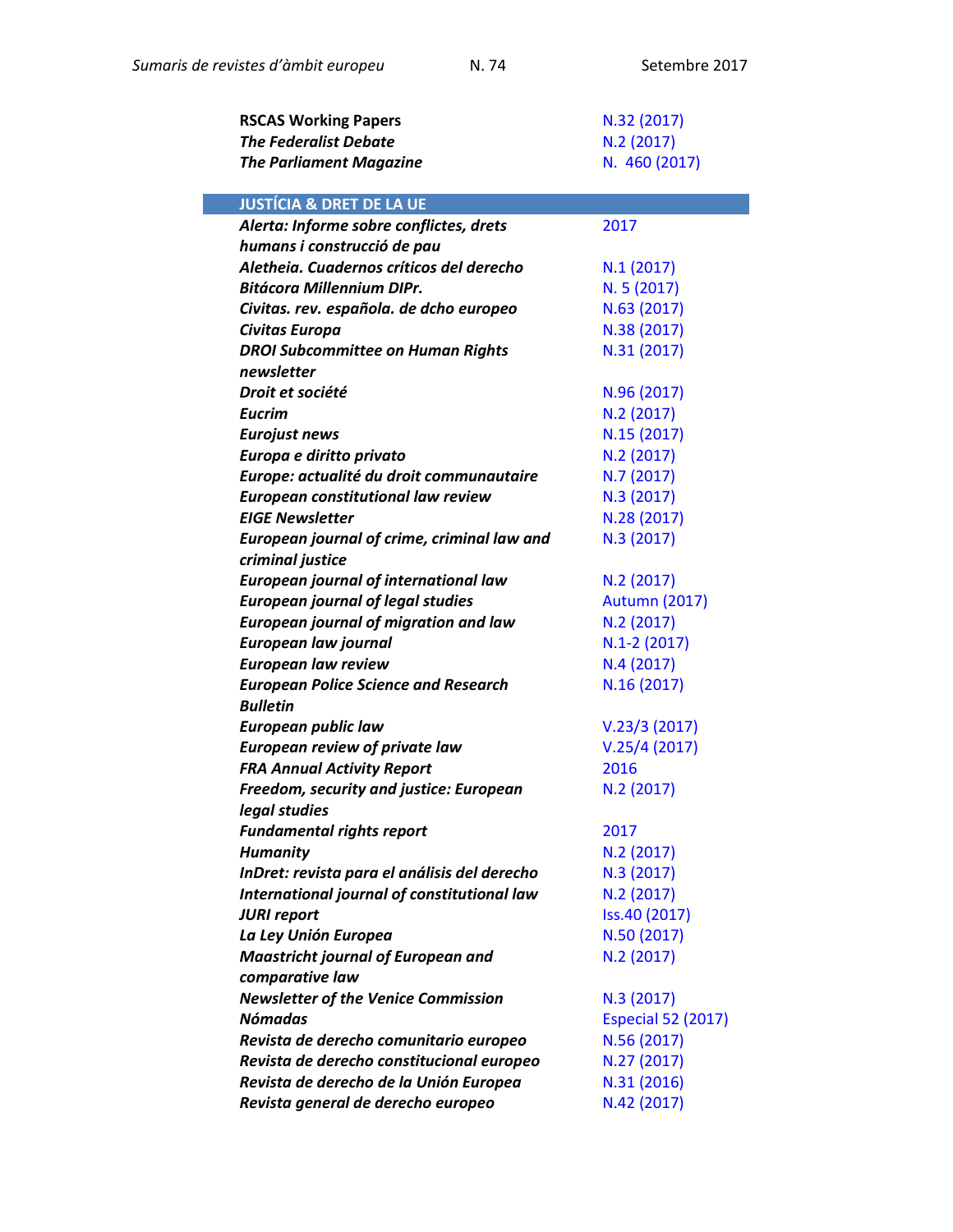| | |
|---|---|
| **RSCAS Working Papers** | N.32 (2017) |
| ***The Federalist Debate*** | N.2 (2017) |
| ***The Parliament Magazine*** | N. 460 (2017) |

## JUSTÍCIA & DRET DE LA UE

| | |
|---|---|
| ***Alerta: Informe sobre conflictes, drets humans i construcció de pau*** | 2017 |
| ***Aletheia. Cuadernos críticos del derecho*** | N.1 (2017) |
| ***Bitácora Millennium DIPr.*** | N. 5 (2017) |
| ***Civitas. rev. española. de dcho europeo*** | N.63 (2017) |
| ***Civitas Europa*** | N.38 (2017) |
| ***DROI Subcommittee on Human Rights newsletter*** | N.31 (2017) |
| ***Droit et société*** | N.96 (2017) |
| ***Eucrim*** | N.2 (2017) |
| ***Eurojust news*** | N.15 (2017) |
| ***Europa e diritto privato*** | N.2 (2017) |
| ***Europe: actualité du droit communautaire*** | N.7 (2017) |
| ***European constitutional law review*** | N.3 (2017) |
| ***EIGE Newsletter*** | N.28 (2017) |
| ***European journal of crime, criminal law and criminal justice*** | N.3 (2017) |
| ***European journal of international law*** | N.2 (2017) |
| ***European journal of legal studies*** | Autumn (2017) |
| ***European journal of migration and law*** | N.2 (2017) |
| ***European law journal*** | N.1-2 (2017) |
| ***European law review*** | N.4 (2017) |
| ***European Police Science and Research Bulletin*** | N.16 (2017) |
| ***European public law*** | V.23/3 (2017) |
| ***European review of private law*** | V.25/4 (2017) |
| ***FRA Annual Activity Report*** | 2016 |
| ***Freedom, security and justice: European legal studies*** | N.2 (2017) |
| ***Fundamental rights report*** | 2017 |
| ***Humanity*** | N.2 (2017) |
| ***InDret: revista para el análisis del derecho*** | N.3 (2017) |
| ***International journal of constitutional law*** | N.2 (2017) |
| ***JURI report*** | Iss.40 (2017) |
| ***La Ley Unión Europea*** | N.50 (2017) |
| ***Maastricht journal of European and comparative law*** | N.2 (2017) |
| ***Newsletter of the Venice Commission*** | N.3 (2017) |
| ***Nómadas*** | Especial 52 (2017) |
| ***Revista de derecho comunitario europeo*** | N.56 (2017) |
| ***Revista de derecho constitucional europeo*** | N.27 (2017) |
| ***Revista de derecho de la Unión Europea*** | N.31 (2016) |
| ***Revista general de derecho europeo*** | N.42 (2017) |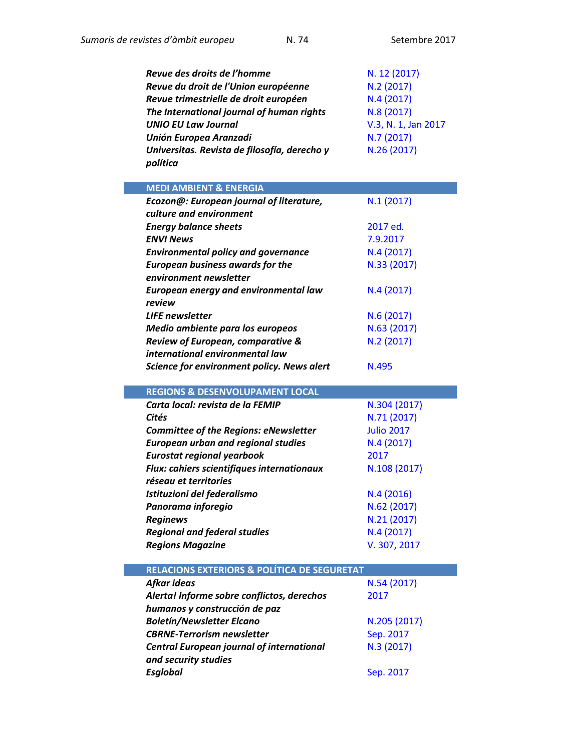| | |
|---|---|
| ***Revue des droits de l'homme*** | N. 12 (2017) |
| ***Revue du droit de l'Union européenne*** | N.2 (2017) |
| ***Revue trimestrielle de droit européen*** | N.4 (2017) |
| ***The International journal of human rights*** | N.8 (2017) |
| ***UNIO EU Law Journal*** | V.3, N. 1, Jan 2017 |
| ***Unión Europea Aranzadi*** | N.7 (2017) |
| ***Universitas. Revista de filosofía, derecho y política*** | N.26 (2017) |

## MEDI AMBIENT & ENERGIA

| | |
|---|---|
| ***Ecozon@: European journal of literature, culture and environment*** | N.1 (2017) |
| ***Energy balance sheets*** | 2017 ed. |
| ***ENVI News*** | 7.9.2017 |
| ***Environmental policy and governance*** | N.4 (2017) |
| ***European business awards for the environment newsletter*** | N.33 (2017) |
| ***European energy and environmental law review*** | N.4 (2017) |
| ***LIFE newsletter*** | N.6 (2017) |
| ***Medio ambiente para los europeos*** | N.63 (2017) |
| ***Review of European, comparative & international environmental law*** | N.2 (2017) |
| ***Science for environment policy. News alert*** | N.495 |

## REGIONS & DESENVOLUPAMENT LOCAL

| | |
|---|---|
| ***Carta local: revista de la FEMIP*** | N.304 (2017) |
| ***Cités*** | N.71 (2017) |
| ***Committee of the Regions: eNewsletter*** | Julio 2017 |
| ***European urban and regional studies*** | N.4 (2017) |
| ***Eurostat regional yearbook*** | 2017 |
| ***Flux: cahiers scientifiques internationaux réseau et territories*** | N.108 (2017) |
| ***Istituzioni del federalismo*** | N.4 (2016) |
| ***Panorama inforegio*** | N.62 (2017) |
| ***Reginews*** | N.21 (2017) |
| ***Regional and federal studies*** | N.4 (2017) |
| ***Regions Magazine*** | V. 307, 2017 |

## RELACIONS EXTERIORS & POLÍTICA DE SEGURETAT

| | |
|---|---|
| ***Afkar ideas*** | N.54 (2017) |
| ***Alerta! Informe sobre conflictos, derechos humanos y construcción de paz*** | 2017 |
| ***Boletín/Newsletter Elcano*** | N.205 (2017) |
| ***CBRNE-Terrorism newsletter*** | Sep. 2017 |
| ***Central European journal of international and security studies*** | N.3 (2017) |
| ***Esglobal*** | Sep. 2017 |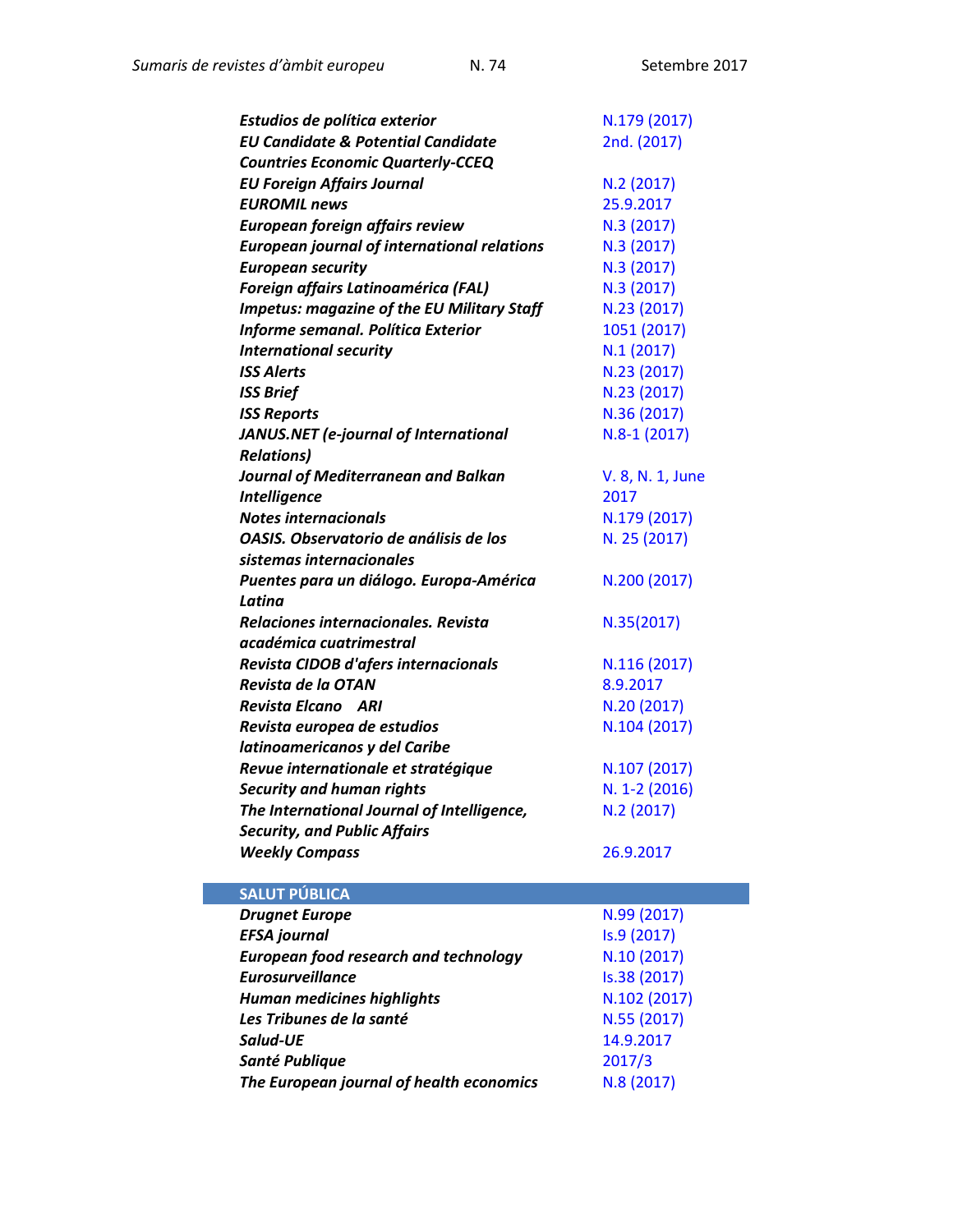| | |
|---|---|
| ***Estudios de política exterior*** | N.179 (2017) |
| ***EU Candidate & Potential Candidate Countries Economic Quarterly-CCEQ*** | 2nd. (2017) |
| ***EU Foreign Affairs Journal*** | N.2 (2017) |
| ***EUROMIL news*** | 25.9.2017 |
| ***European foreign affairs review*** | N.3 (2017) |
| ***European journal of international relations*** | N.3 (2017) |
| ***European security*** | N.3 (2017) |
| ***Foreign affairs Latinoamérica (FAL)*** | N.3 (2017) |
| ***Impetus: magazine of the EU Military Staff*** | N.23 (2017) |
| ***Informe semanal. Política Exterior*** | 1051 (2017) |
| ***International security*** | N.1 (2017) |
| ***ISS Alerts*** | N.23 (2017) |
| ***ISS Brief*** | N.23 (2017) |
| ***ISS Reports*** | N.36 (2017) |
| ***JANUS.NET (e-journal of International Relations)*** | N.8-1 (2017) |
| ***Journal of Mediterranean and Balkan Intelligence*** | V. 8, N. 1, June 2017 |
| ***Notes internacionals*** | N.179 (2017) |
| ***OASIS. Observatorio de análisis de los sistemas internacionales*** | N. 25 (2017) |
| ***Puentes para un diálogo. Europa-América Latina*** | N.200 (2017) |
| ***Relaciones internacionales. Revista académica cuatrimestral*** | N.35(2017) |
| ***Revista CIDOB d'afers internacionals*** | N.116 (2017) |
| ***Revista de la OTAN*** | 8.9.2017 |
| ***Revista Elcano ARI*** | N.20 (2017) |
| ***Revista europea de estudios latinoamericanos y del Caribe*** | N.104 (2017) |
| ***Revue internationale et stratégique*** | N.107 (2017) |
| ***Security and human rights*** | N. 1-2 (2016) |
| ***The International Journal of Intelligence, Security, and Public Affairs*** | N.2 (2017) |
| ***Weekly Compass*** | 26.9.2017 |

## SALUT PÚBLICA

| | |
|---|---|
| ***Drugnet Europe*** | N.99 (2017) |
| ***EFSA journal*** | Is.9 (2017) |
| ***European food research and technology*** | N.10 (2017) |
| ***Eurosurveillance*** | Is.38 (2017) |
| ***Human medicines highlights*** | N.102 (2017) |
| ***Les Tribunes de la santé*** | N.55 (2017) |
| ***Salud-UE*** | 14.9.2017 |
| ***Santé Publique*** | 2017/3 |
| ***The European journal of health economics*** | N.8 (2017) |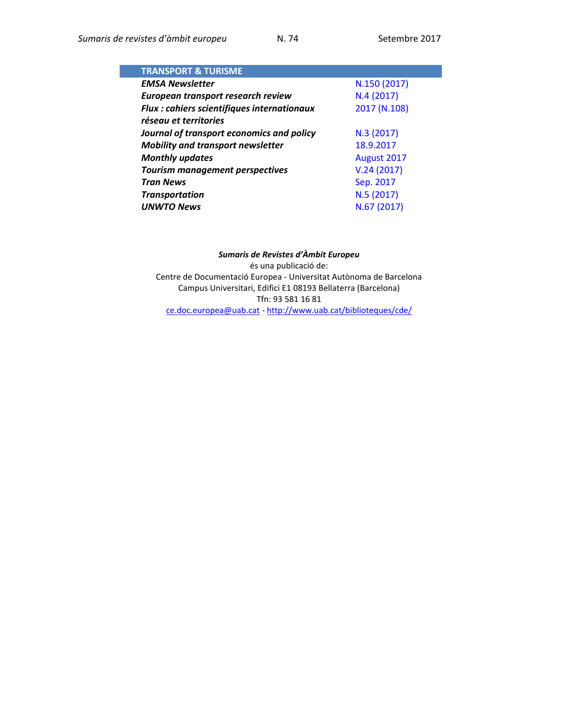| TRANSPORT & TURISME | |
|---|---|
| ***EMSA Newsletter*** | N.150 (2017) |
| ***European transport research review*** | N.4 (2017) |
| ***Flux : cahiers scientifiques internationaux réseau et territories*** | 2017 (N.108) |
| ***Journal of transport economics and policy*** | N.3 (2017) |
| ***Mobility and transport newsletter*** | 18.9.2017 |
| ***Monthly updates*** | August 2017 |
| ***Tourism management perspectives*** | V.24 (2017) |
| ***Tran News*** | Sep. 2017 |
| ***Transportation*** | N.5 (2017) |
| ***UNWTO News*** | N.67 (2017) |

***Sumaris de Revistes d'Àmbit Europeu***
és una publicació de:
Centre de Documentació Europea - Universitat Autònoma de Barcelona
Campus Universitari, Edifici E1 08193 Bellaterra (Barcelona)
Tfn: 93 581 16 81
ce.doc.europea@uab.cat - http://www.uab.cat/biblioteques/cde/